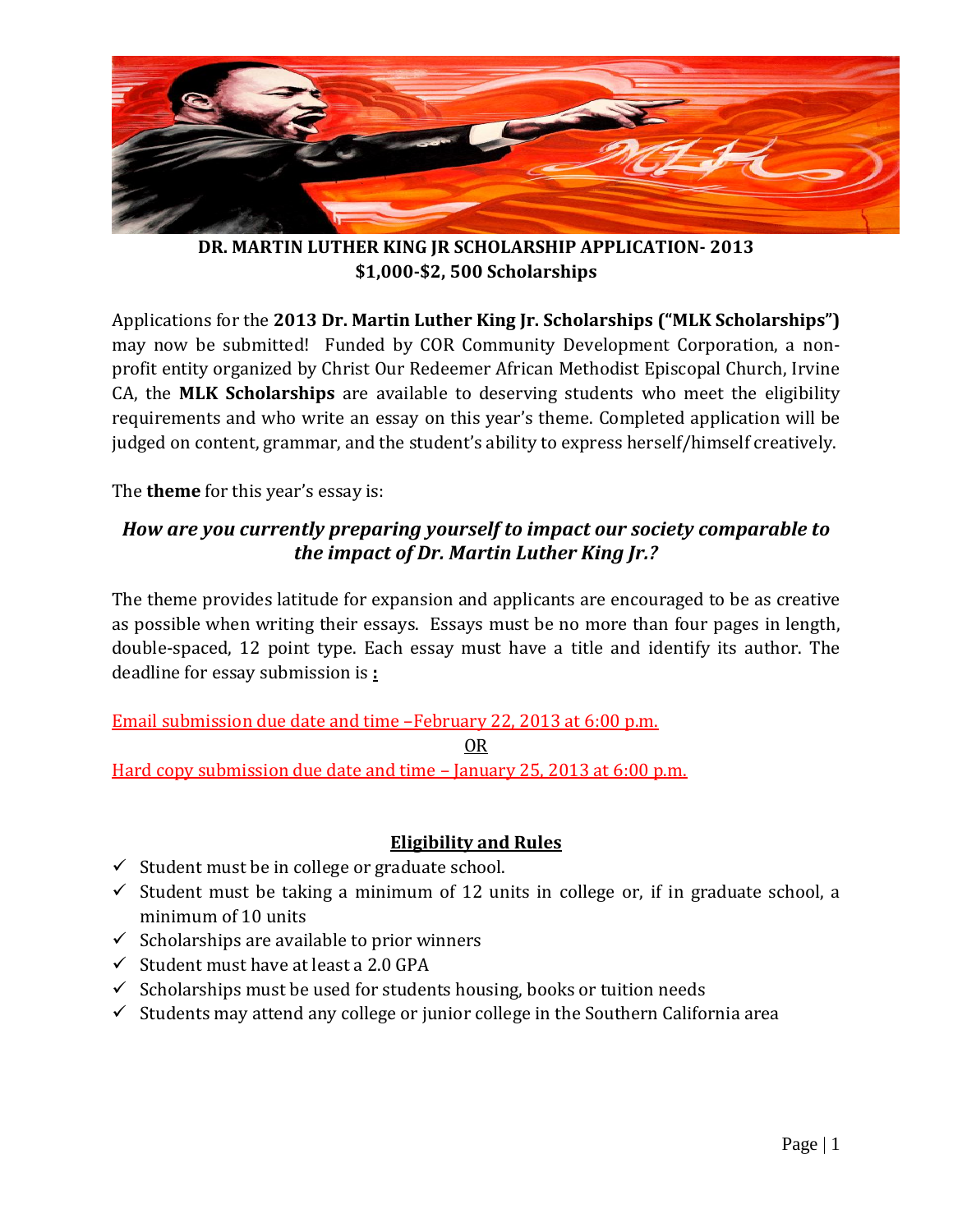# DR. MARTIN LUTHER KING JR SCHOLARSHIP APPLICATION- 2013
## $1,000-$2, 500 Scholarships

Applications for the **2013 Dr. Martin Luther King Jr. Scholarships ("MLK Scholarships")** may now be submitted! Funded by COR Community Development Corporation, a non-profit entity organized by Christ Our Redeemer African Methodist Episcopal Church, Irvine CA, the **MLK Scholarships** are available to deserving students who meet the eligibility requirements and who write an essay on this year's theme. Completed application will be judged on content, grammar, and the student's ability to express herself/himself creatively.

The **theme** for this year's essay is:

***How are you currently preparing yourself to impact our society comparable to the impact of Dr. Martin Luther King Jr.?***

The theme provides latitude for expansion and applicants are encouraged to be as creative as possible when writing their essays. Essays must be no more than four pages in length, double-spaced, 12 point type. Each essay must have a title and identify its author. The deadline for essay submission is **:**

Email submission due date and time –February 22, 2013 at 6:00 p.m.

OR

Hard copy submission due date and time – January 25, 2013 at 6:00 p.m.

## Eligibility and Rules

- ✓ Student must be in college or graduate school.
- ✓ Student must be taking a minimum of 12 units in college or, if in graduate school, a minimum of 10 units
- ✓ Scholarships are available to prior winners
- ✓ Student must have at least a 2.0 GPA
- ✓ Scholarships must be used for students housing, books or tuition needs
- ✓ Students may attend any college or junior college in the Southern California area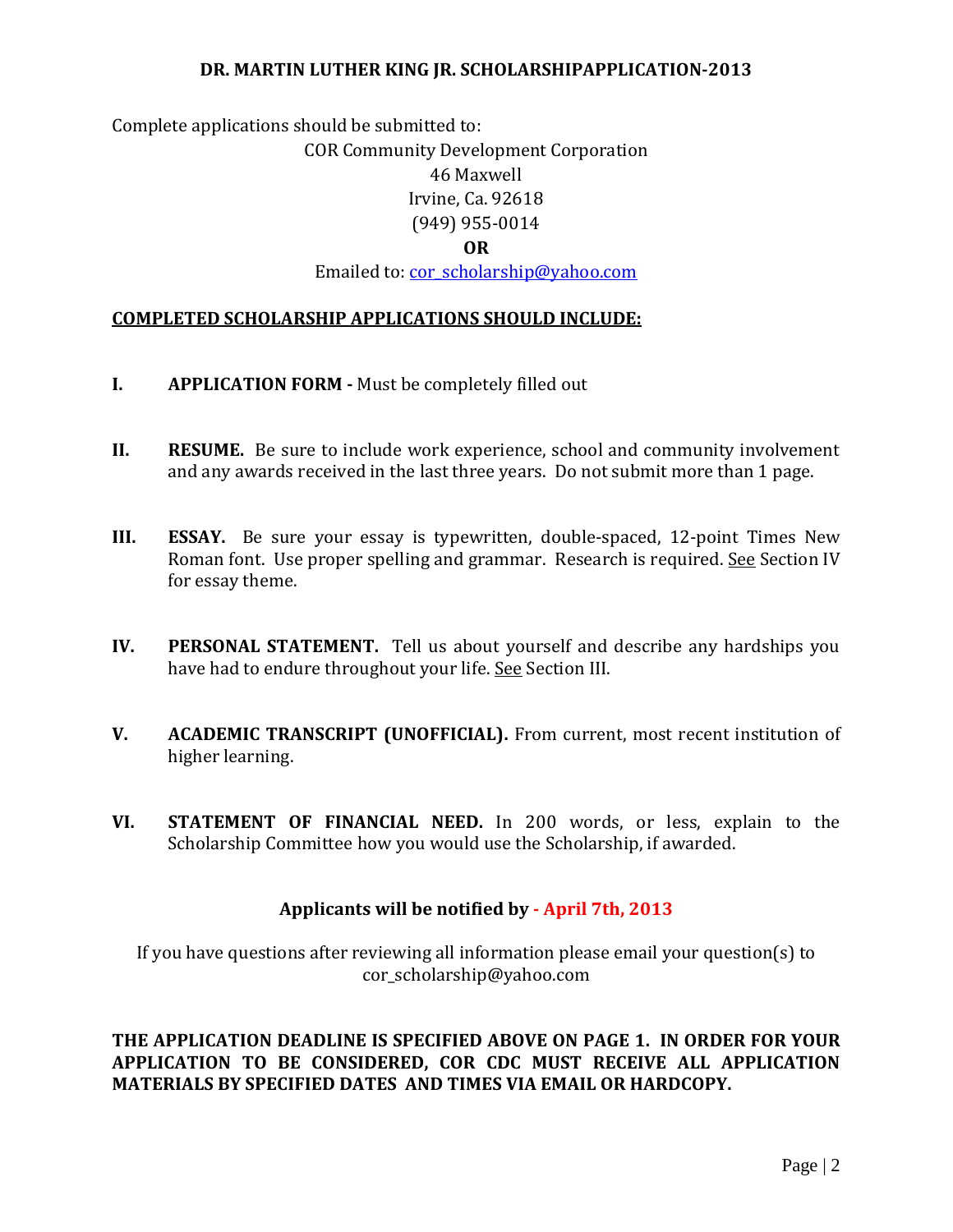**DR. MARTIN LUTHER KING JR. SCHOLARSHIPAPPLICATION-2013**

Complete applications should be submitted to:

COR Community Development Corporation
46 Maxwell
Irvine, Ca. 92618
(949) 955-0014

**OR**

Emailed to: cor_scholarship@yahoo.com

**COMPLETED SCHOLARSHIP APPLICATIONS SHOULD INCLUDE:**

**I.** **APPLICATION FORM -** Must be completely filled out

**II.** **RESUME.** Be sure to include work experience, school and community involvement and any awards received in the last three years. Do not submit more than 1 page.

**III.** **ESSAY.** Be sure your essay is typewritten, double-spaced, 12-point Times New Roman font. Use proper spelling and grammar. Research is required. See Section IV for essay theme.

**IV.** **PERSONAL STATEMENT.** Tell us about yourself and describe any hardships you have had to endure throughout your life. See Section III.

**V.** **ACADEMIC TRANSCRIPT (UNOFFICIAL).** From current, most recent institution of higher learning.

**VI.** **STATEMENT OF FINANCIAL NEED.** In 200 words, or less, explain to the Scholarship Committee how you would use the Scholarship, if awarded.

**Applicants will be notified by - April 7th, 2013**

If you have questions after reviewing all information please email your question(s) to cor_scholarship@yahoo.com

**THE APPLICATION DEADLINE IS SPECIFIED ABOVE ON PAGE 1. IN ORDER FOR YOUR APPLICATION TO BE CONSIDERED, COR CDC MUST RECEIVE ALL APPLICATION MATERIALS BY SPECIFIED DATES AND TIMES VIA EMAIL OR HARDCOPY.**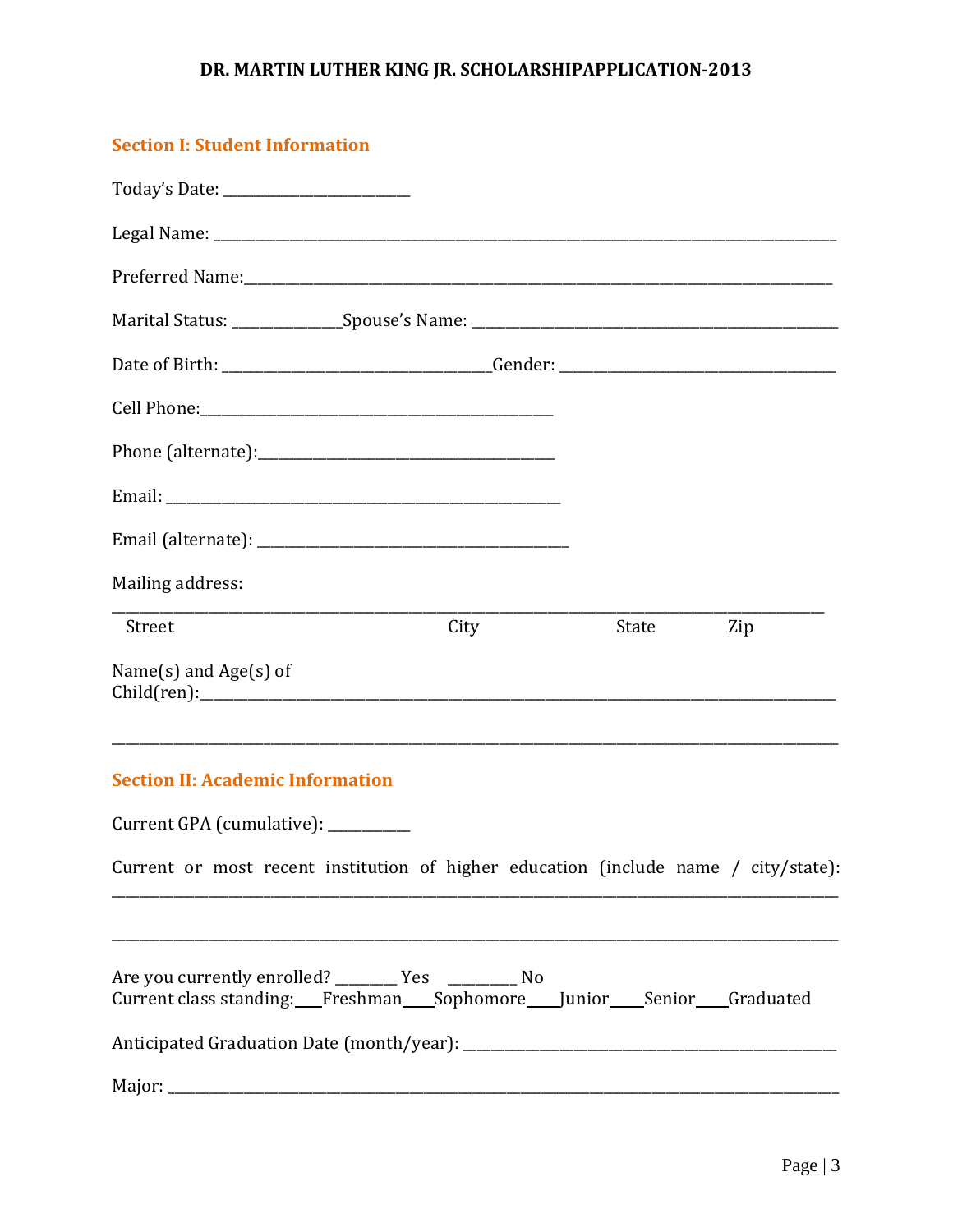# DR. MARTIN LUTHER KING JR. SCHOLARSHIPAPPLICATION-2013

## Section I: Student Information

Today's Date: ________________________

Legal Name: ________________________________________________________________________________

Preferred Name:______________________________________________________________________________

Marital Status: ______________Spouse's Name: _____________________________________________

Date of Birth: ___________________________________Gender: __________________________________

Cell Phone:____________________________________________

Phone (alternate):_____________________________________

Email: ____________________________________________________

Email (alternate): _______________________________________

Mailing address:

_____________________________________________________________________________________________

Street                                        City                        State            Zip

Name(s) and Age(s) of Child(ren):_____________________________________________________________

_____________________________________________________________________________________________

## Section II: Academic Information

Current GPA (cumulative): __________

Current or most recent institution of higher education (include name / city/state): _____________________________________________________________________________________________

_____________________________________________________________________________________________

Are you currently enrolled? ________ Yes    _________ No

Current class standing: ___Freshman ___Sophomore ___Junior ___Senior ___Graduated

Anticipated Graduation Date (month/year): ___________________________________________

Major: _____________________________________________________________________________________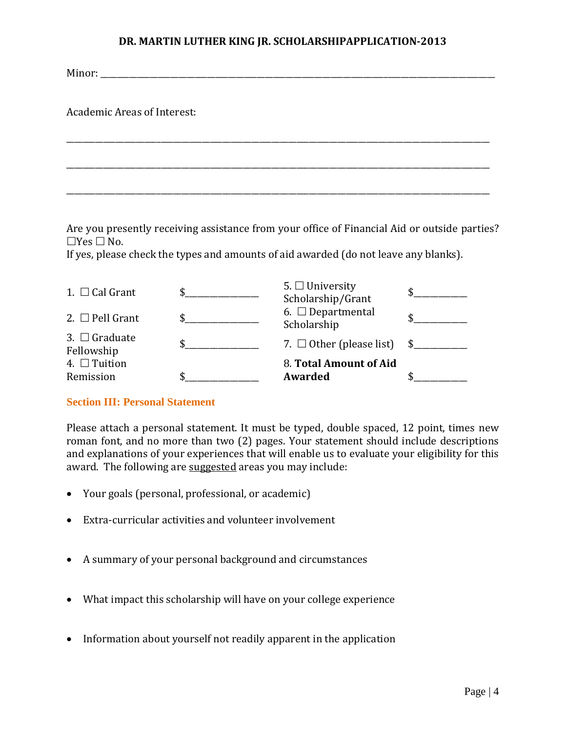Minor: \_\_\_\_\_\_\_\_\_\_\_\_\_\_\_\_\_\_\_\_\_\_\_\_\_\_\_\_\_\_\_\_\_\_\_\_\_\_\_\_\_\_\_\_\_\_\_\_\_\_\_\_\_\_\_\_\_\_\_\_\_\_\_\_\_\_\_\_\_\_\_\_\_\_\_\_\_\_\_\_\_\_\_\_\_\_

Academic Areas of Interest:

\_\_\_\_\_\_\_\_\_\_\_\_\_\_\_\_\_\_\_\_\_\_\_\_\_\_\_\_\_\_\_\_\_\_\_\_\_\_\_\_\_\_\_\_\_\_\_\_\_\_\_\_\_\_\_\_\_\_\_\_\_\_\_\_\_\_\_\_\_\_\_\_\_\_\_\_\_\_\_\_\_\_\_\_\_\_\_\_\_

\_\_\_\_\_\_\_\_\_\_\_\_\_\_\_\_\_\_\_\_\_\_\_\_\_\_\_\_\_\_\_\_\_\_\_\_\_\_\_\_\_\_\_\_\_\_\_\_\_\_\_\_\_\_\_\_\_\_\_\_\_\_\_\_\_\_\_\_\_\_\_\_\_\_\_\_\_\_\_\_\_\_\_\_\_\_\_\_\_

\_\_\_\_\_\_\_\_\_\_\_\_\_\_\_\_\_\_\_\_\_\_\_\_\_\_\_\_\_\_\_\_\_\_\_\_\_\_\_\_\_\_\_\_\_\_\_\_\_\_\_\_\_\_\_\_\_\_\_\_\_\_\_\_\_\_\_\_\_\_\_\_\_\_\_\_\_\_\_\_\_\_\_\_\_\_\_\_\_

Are you presently receiving assistance from your office of Financial Aid or outside parties? ☐Yes ☐ No.
If yes, please check the types and amounts of aid awarded (do not leave any blanks).

| | | | |
|---|---|---|---|
| 1. ☐ Cal Grant | $\_\_\_\_\_\_\_\_\_\_\_\_\_\_\_ | 5. ☐ University Scholarship/Grant | $\_\_\_\_\_\_\_\_\_\_\_ |
| 2. ☐ Pell Grant | $\_\_\_\_\_\_\_\_\_\_\_\_\_\_\_ | 6. ☐ Departmental Scholarship | $\_\_\_\_\_\_\_\_\_\_\_ |
| 3. ☐ Graduate Fellowship | $\_\_\_\_\_\_\_\_\_\_\_\_\_\_\_ | 7. ☐ Other (please list) | $\_\_\_\_\_\_\_\_\_\_\_ |
| 4. ☐ Tuition Remission | $\_\_\_\_\_\_\_\_\_\_\_\_\_\_\_ | 8. **Total Amount of Aid Awarded** | $\_\_\_\_\_\_\_\_\_\_\_ |

## Section III: Personal Statement

Please attach a personal statement. It must be typed, double spaced, 12 point, times new roman font, and no more than two (2) pages. Your statement should include descriptions and explanations of your experiences that will enable us to evaluate your eligibility for this award. The following are <u>suggested</u> areas you may include:

- Your goals (personal, professional, or academic)
- Extra-curricular activities and volunteer involvement
- A summary of your personal background and circumstances
- What impact this scholarship will have on your college experience
- Information about yourself not readily apparent in the application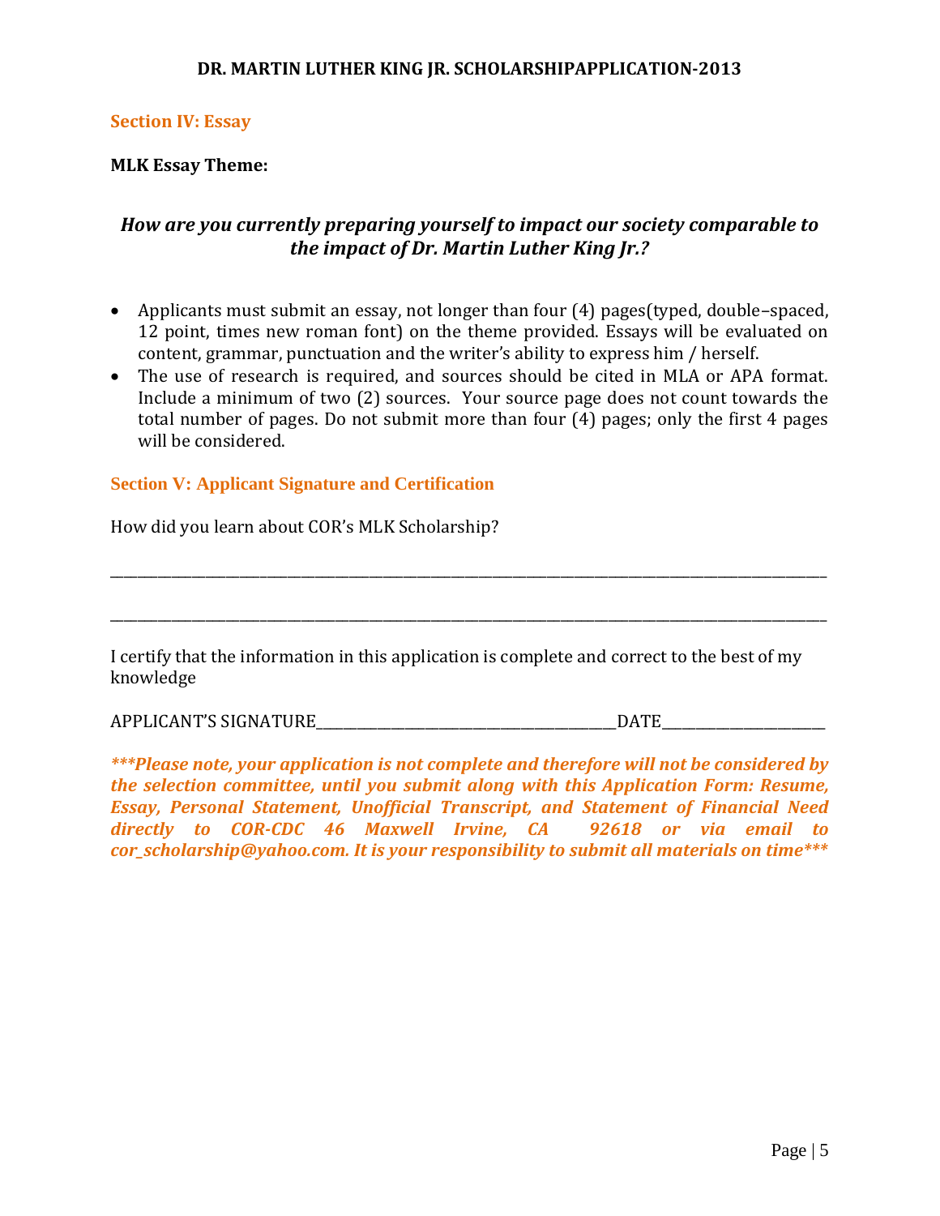## Section IV: Essay

**MLK Essay Theme:**

***How are you currently preparing yourself to impact our society comparable to the impact of Dr. Martin Luther King Jr.?***

- Applicants must submit an essay, not longer than four (4) pages(typed, double–spaced, 12 point, times new roman font) on the theme provided. Essays will be evaluated on content, grammar, punctuation and the writer's ability to express him / herself.
- The use of research is required, and sources should be cited in MLA or APA format. Include a minimum of two (2) sources. Your source page does not count towards the total number of pages. Do not submit more than four (4) pages; only the first 4 pages will be considered.

## Section V: Applicant Signature and Certification

How did you learn about COR's MLK Scholarship?

_______________________________________________________________________________

_______________________________________________________________________________

I certify that the information in this application is complete and correct to the best of my knowledge

APPLICANT'S SIGNATURE_________________________________DATE__________________

***\*\*\*Please note, your application is not complete and therefore will not be considered by the selection committee, until you submit along with this Application Form: Resume, Essay, Personal Statement, Unofficial Transcript, and Statement of Financial Need directly to COR-CDC 46 Maxwell Irvine, CA 92618 or via email to cor_scholarship@yahoo.com. It is your responsibility to submit all materials on time\*\*\****